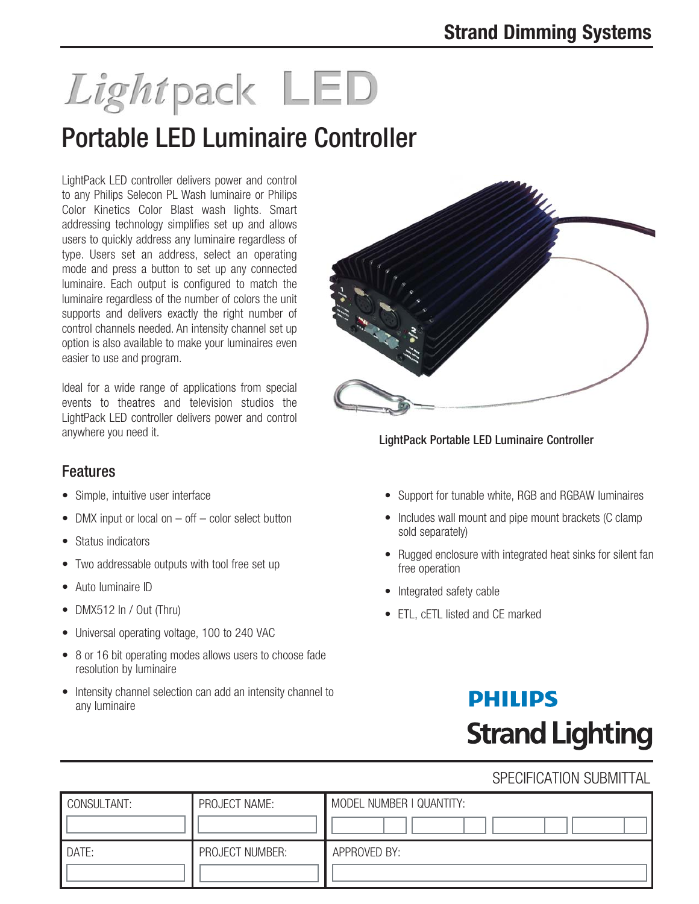Strand Dimming Systems

# Lightpack LED

## Portable LED Luminaire Controller

LightPack LED controller delivers power and control to any Philips Selecon PL Wash luminaire or Philips Color Kinetics Color Blast wash lights. Smart addressing technology simplifies set up and allows users to quickly address any luminaire regardless of type. Users set an address, select an operating mode and press a button to set up any connected luminaire. Each output is configured to match the luminaire regardless of the number of colors the unit supports and delivers exactly the right number of control channels needed. An intensity channel set up option is also available to make your luminaires even easier to use and program.

Ideal for a wide range of applications from special events to theatres and television studios the LightPack LED controller delivers power and control anywhere you need it.

LightPack Portable LED Luminaire Controller

### Features

- Simple, intuitive user interface
- DMX input or local on – off – color select button
- Status indicators
- Two addressable outputs with tool free set up
- Auto luminaire ID
- DMX512 In / Out (Thru)
- Universal operating voltage, 100 to 240 VAC
- 8 or 16 bit operating modes allows users to choose fade resolution by luminaire
- Intensity channel selection can add an intensity channel to any luminaire
- Support for tunable white, RGB and RGBAW luminaires
- Includes wall mount and pipe mount brackets (C clamp sold separately)
- Rugged enclosure with integrated heat sinks for silent fan free operation
- Integrated safety cable
- ETL, cETL listed and CE marked

PHILIPS
Strand Lighting

SPECIFICATION SUBMITTAL

| CONSULTANT: | PROJECT NAME: | MODEL NUMBER \| QUANTITY: |
| --- | --- | --- |
| | | |
| DATE: | PROJECT NUMBER: | APPROVED BY: |
| | | |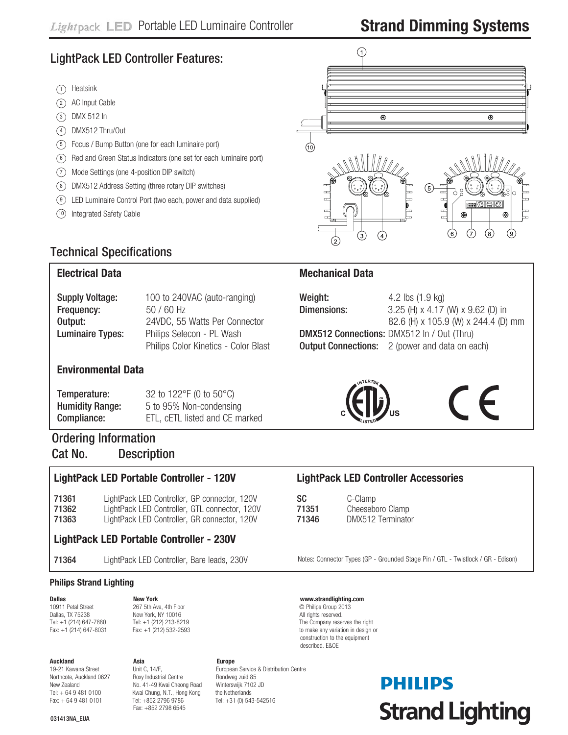## LightPack LED Controller Features:

1. Heatsink
2. AC Input Cable
3. DMX 512 In
4. DMX512 Thru/Out
5. Focus / Bump Button (one for each luminaire port)
6. Red and Green Status Indicators (one set for each luminaire port)
7. Mode Settings (one 4-position DIP switch)
8. DMX512 Address Setting (three rotary DIP switches)
9. LED Luminaire Control Port (two each, power and data supplied)
10. Integrated Safety Cable

## Technical Specifications

### Electrical Data

| | |
|---|---|
| **Supply Voltage:** | 100 to 240VAC (auto-ranging) |
| **Frequency:** | 50 / 60 Hz |
| **Output:** | 24VDC, 55 Watts Per Connector |
| **Luminaire Types:** | Philips Selecon - PL Wash<br>Philips Color Kinetics - Color Blast |

### Mechanical Data

| | |
|---|---|
| **Weight:** | 4.2 lbs (1.9 kg) |
| **Dimensions:** | 3.25 (H) x 4.17 (W) x 9.62 (D) in<br>82.6 (H) x 105.9 (W) x 244.4 (D) mm |
| **DMX512 Connections:** | DMX512 In / Out (Thru) |
| **Output Connections:** | 2 (power and data on each) |

### Environmental Data

| | |
|---|---|
| **Temperature:** | 32 to 122°F (0 to 50°C) |
| **Humidity Range:** | 5 to 95% Non-condensing |
| **Compliance:** | ETL, cETL listed and CE marked |

## Ordering Information

### LightPack LED Portable Controller - 120V

| Cat No. | Description |
|---|---|
| **71361** | LightPack LED Controller, GP connector, 120V |
| **71362** | LightPack LED Controller, GTL connector, 120V |
| **71363** | LightPack LED Controller, GR connector, 120V |

### LightPack LED Portable Controller - 230V

| Cat No. | Description |
|---|---|
| **71364** | LightPack LED Controller, Bare leads, 230V |

### LightPack LED Controller Accessories

| Cat No. | Description |
|---|---|
| **SC** | C-Clamp |
| **71351** | Cheeseboro Clamp |
| **71346** | DMX512 Terminator |

Notes: Connector Types (GP - Grounded Stage Pin / GTL - Twistlock / GR - Edison)

### Philips Strand Lighting

**Dallas**
10911 Petal Street
Dallas, TX 75238
Tel: +1 (214) 647-7880
Fax: +1 (214) 647-8031

**New York**
267 5th Ave, 4th Floor
New York, NY 10016
Tel: +1 (212) 213-8219
Fax: +1 (212) 532-2593

**www.strandlighting.com**
© Philips Group 2013
All rights reserved.
The Company reserves the right to make any variation in design or construction to the equipment described. E&OE

**Auckland**
19-21 Kawana Street
Northcote, Auckland 0627
New Zealand
Tel: + 64 9 481 0100
Fax: + 64 9 481 0101

**Asia**
Unit C, 14/F,
Roxy Industrial Centre
No. 41-49 Kwai Cheong Road
Kwai Chung, N.T., Hong Kong
Tel: +852 2796 9786
Fax: +852 2798 6545

**Europe**
European Service & Distribution Centre
Rondweg zuid 85
Winterswijk 7102 JD
the Netherlands
Tel: +31 (0) 543-542516

031413NA_EUA